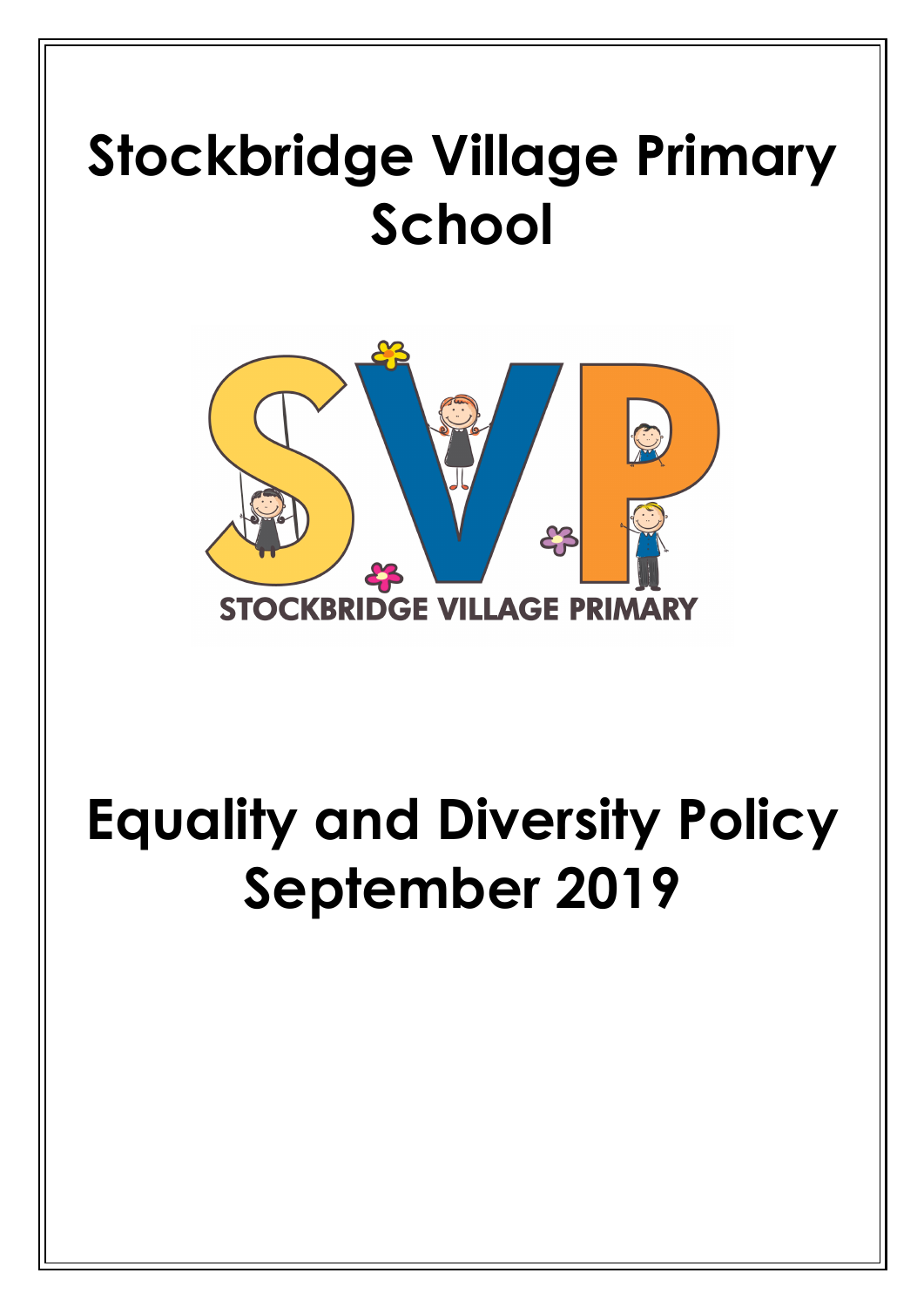# Stockbridge Village Primary School

STOCKBRIDGE VILLAGE PRIMARY

# Equality and Diversity Policy September 2019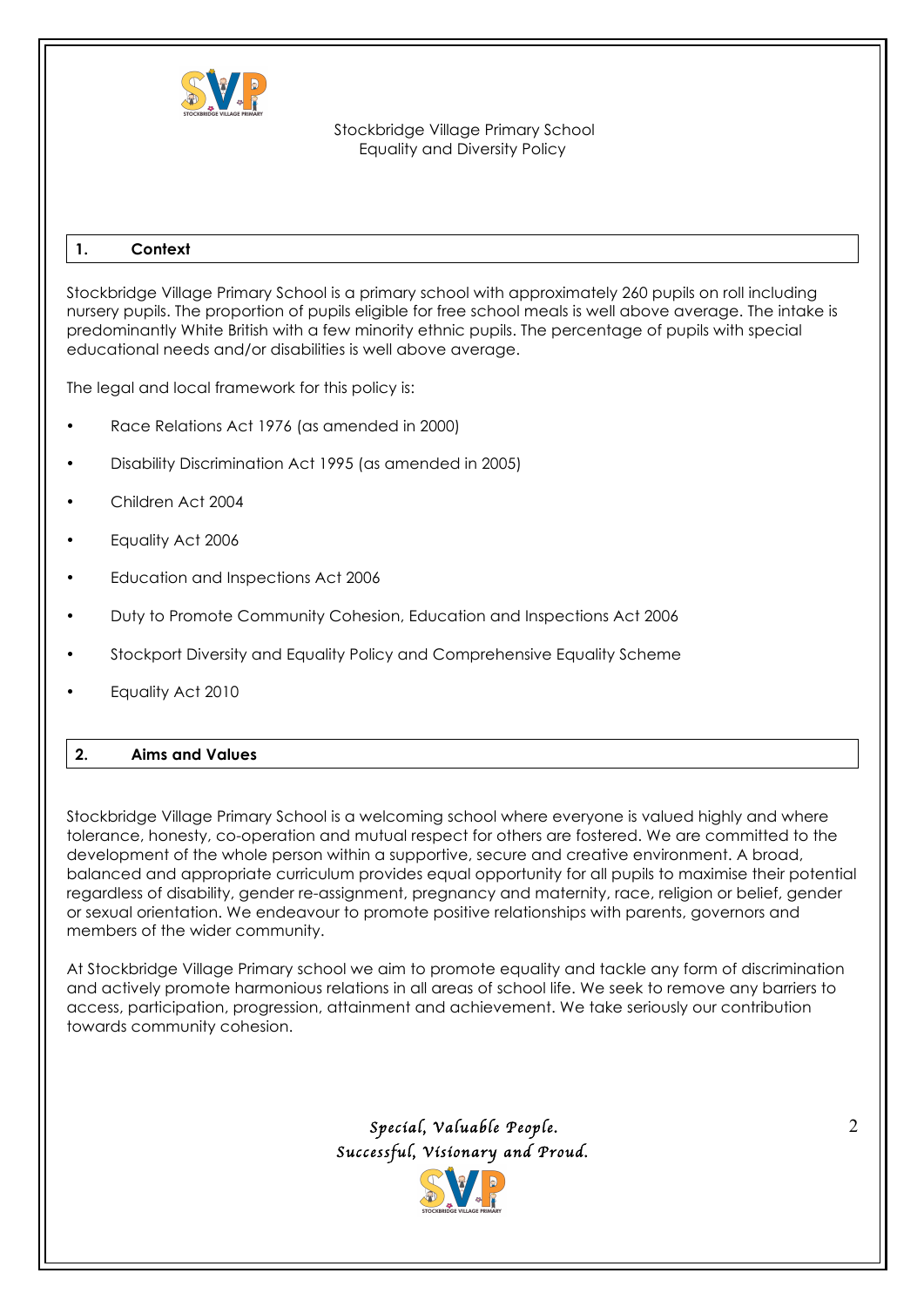Stockbridge Village Primary School
Equality and Diversity Policy

## 1. Context

Stockbridge Village Primary School is a primary school with approximately 260 pupils on roll including nursery pupils. The proportion of pupils eligible for free school meals is well above average. The intake is predominantly White British with a few minority ethnic pupils. The percentage of pupils with special educational needs and/or disabilities is well above average.

The legal and local framework for this policy is:

- Race Relations Act 1976 (as amended in 2000)
- Disability Discrimination Act 1995 (as amended in 2005)
- Children Act 2004
- Equality Act 2006
- Education and Inspections Act 2006
- Duty to Promote Community Cohesion, Education and Inspections Act 2006
- Stockport Diversity and Equality Policy and Comprehensive Equality Scheme
- Equality Act 2010

## 2. Aims and Values

Stockbridge Village Primary School is a welcoming school where everyone is valued highly and where tolerance, honesty, co-operation and mutual respect for others are fostered. We are committed to the development of the whole person within a supportive, secure and creative environment. A broad, balanced and appropriate curriculum provides equal opportunity for all pupils to maximise their potential regardless of disability, gender re-assignment, pregnancy and maternity, race, religion or belief, gender or sexual orientation. We endeavour to promote positive relationships with parents, governors and members of the wider community.

At Stockbridge Village Primary school we aim to promote equality and tackle any form of discrimination and actively promote harmonious relations in all areas of school life. We seek to remove any barriers to access, participation, progression, attainment and achievement. We take seriously our contribution towards community cohesion.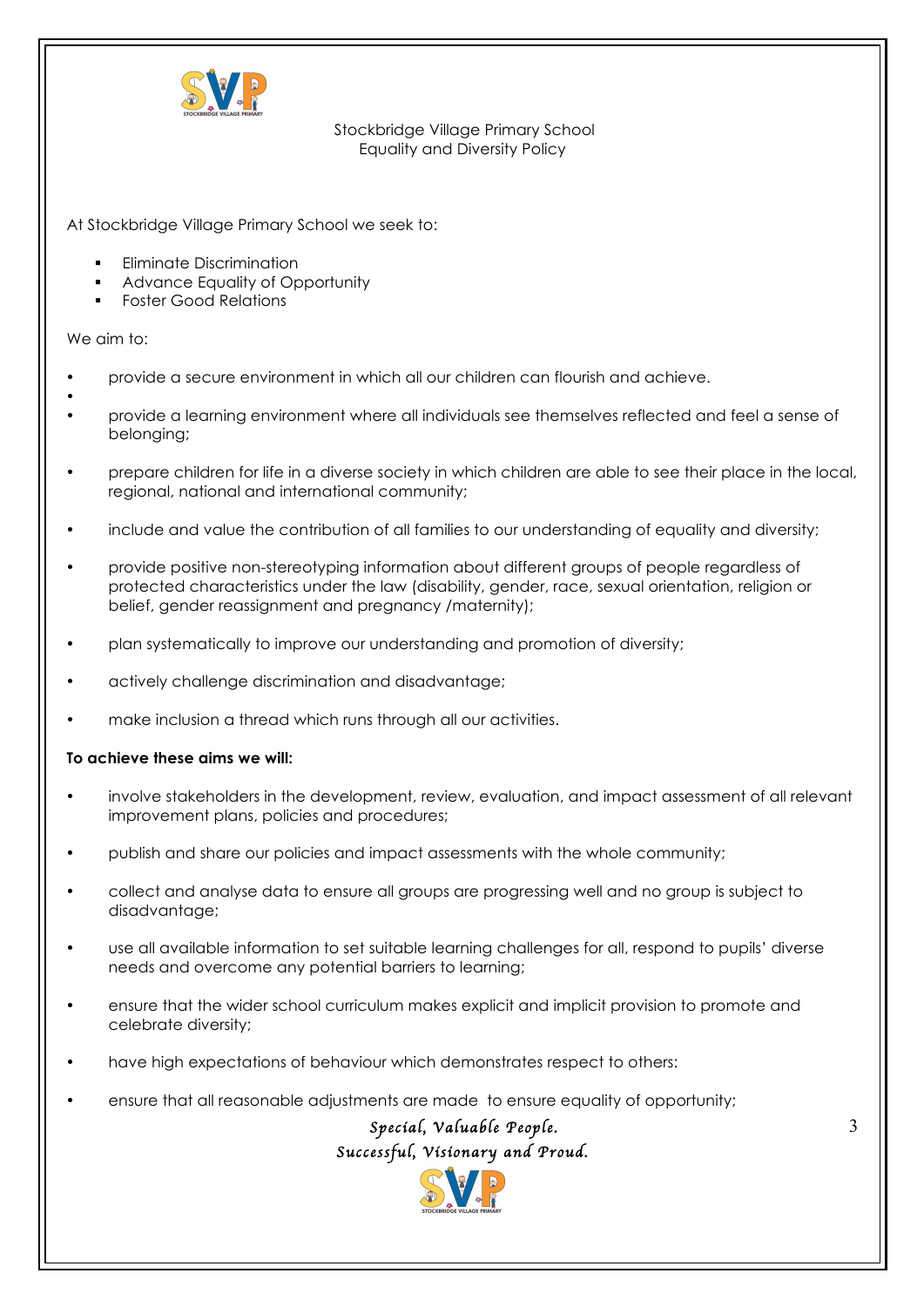Stockbridge Village Primary School
Equality and Diversity Policy

At Stockbridge Village Primary School we seek to:

- Eliminate Discrimination
- Advance Equality of Opportunity
- Foster Good Relations

We aim to:

- provide a secure environment in which all our children can flourish and achieve.
- provide a learning environment where all individuals see themselves reflected and feel a sense of belonging;
- prepare children for life in a diverse society in which children are able to see their place in the local, regional, national and international community;
- include and value the contribution of all families to our understanding of equality and diversity;
- provide positive non-stereotyping information about different groups of people regardless of protected characteristics under the law (disability, gender, race, sexual orientation, religion or belief, gender reassignment and pregnancy /maternity);
- plan systematically to improve our understanding and promotion of diversity;
- actively challenge discrimination and disadvantage;
- make inclusion a thread which runs through all our activities.

**To achieve these aims we will:**

- involve stakeholders in the development, review, evaluation, and impact assessment of all relevant improvement plans, policies and procedures;
- publish and share our policies and impact assessments with the whole community;
- collect and analyse data to ensure all groups are progressing well and no group is subject to disadvantage;
- use all available information to set suitable learning challenges for all, respond to pupils' diverse needs and overcome any potential barriers to learning;
- ensure that the wider school curriculum makes explicit and implicit provision to promote and celebrate diversity;
- have high expectations of behaviour which demonstrates respect to others:
- ensure that all reasonable adjustments are made to ensure equality of opportunity;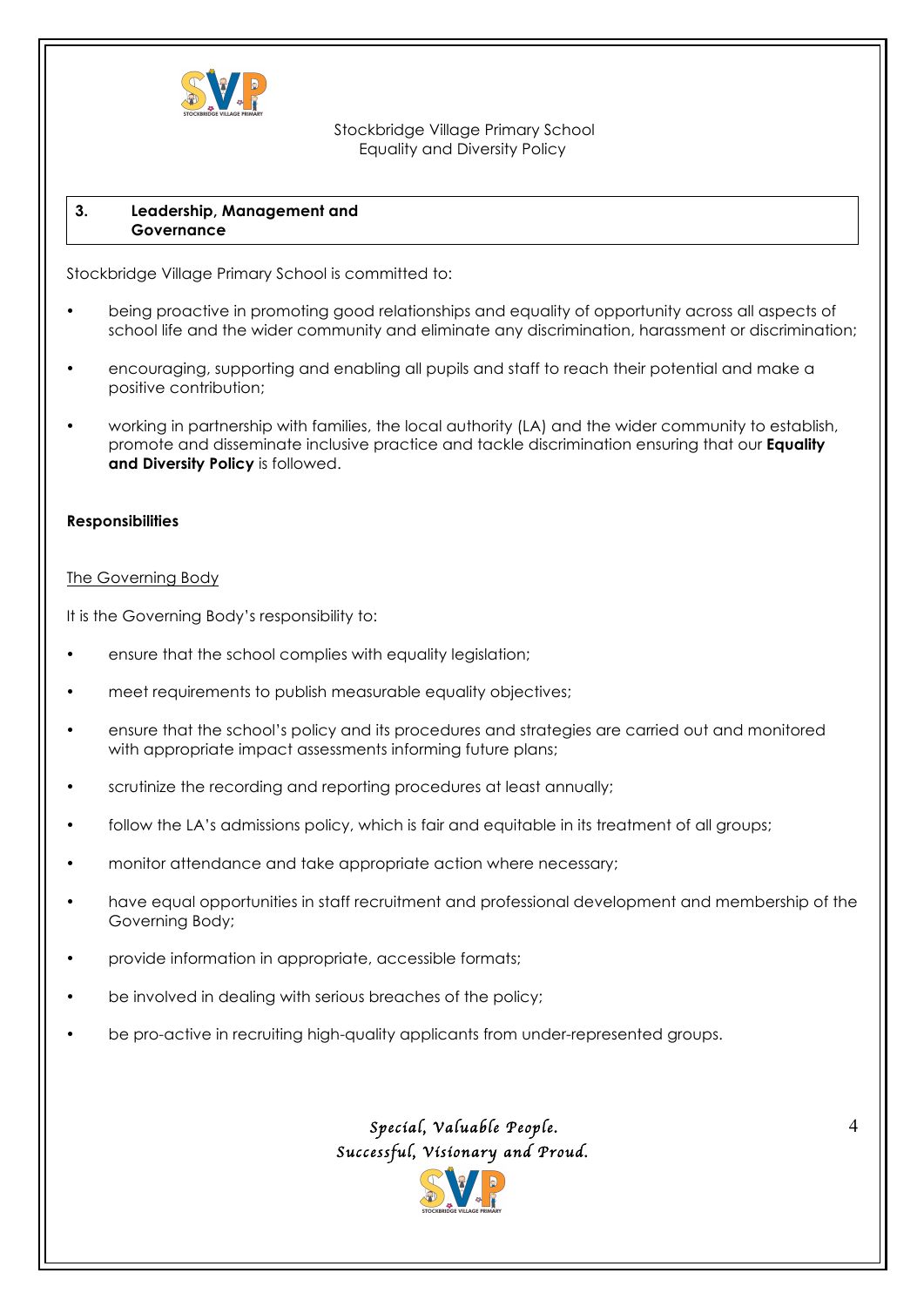## 3. Leadership, Management and Governance

Stockbridge Village Primary School is committed to:

- being proactive in promoting good relationships and equality of opportunity across all aspects of school life and the wider community and eliminate any discrimination, harassment or discrimination;
- encouraging, supporting and enabling all pupils and staff to reach their potential and make a positive contribution;
- working in partnership with families, the local authority (LA) and the wider community to establish, promote and disseminate inclusive practice and tackle discrimination ensuring that our **Equality and Diversity Policy** is followed.

**Responsibilities**

The Governing Body

It is the Governing Body's responsibility to:

- ensure that the school complies with equality legislation;
- meet requirements to publish measurable equality objectives;
- ensure that the school's policy and its procedures and strategies are carried out and monitored with appropriate impact assessments informing future plans;
- scrutinize the recording and reporting procedures at least annually;
- follow the LA's admissions policy, which is fair and equitable in its treatment of all groups;
- monitor attendance and take appropriate action where necessary;
- have equal opportunities in staff recruitment and professional development and membership of the Governing Body;
- provide information in appropriate, accessible formats;
- be involved in dealing with serious breaches of the policy;
- be pro-active in recruiting high-quality applicants from under-represented groups.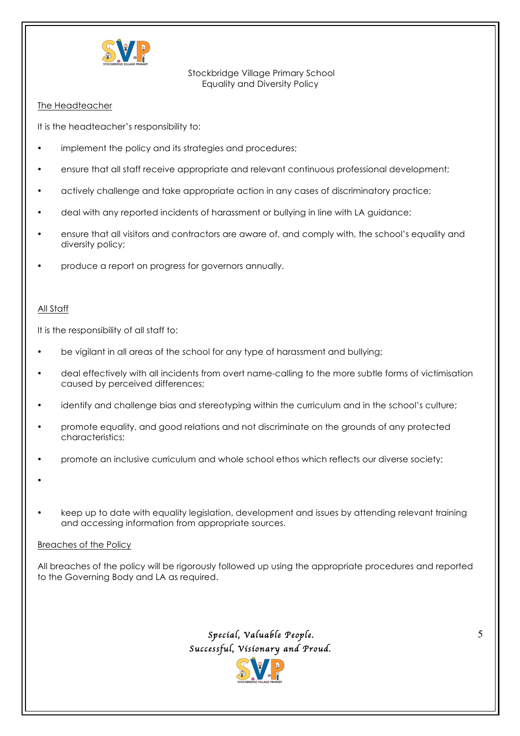## The Headteacher

It is the headteacher's responsibility to:

- implement the policy and its strategies and procedures;
- ensure that all staff receive appropriate and relevant continuous professional development;
- actively challenge and take appropriate action in any cases of discriminatory practice;
- deal with any reported incidents of harassment or bullying in line with LA guidance;
- ensure that all visitors and contractors are aware of, and comply with, the school's equality and diversity policy;
- produce a report on progress for governors annually.

## All Staff

It is the responsibility of all staff to:

- be vigilant in all areas of the school for any type of harassment and bullying;
- deal effectively with all incidents from overt name-calling to the more subtle forms of victimisation caused by perceived differences;
- identify and challenge bias and stereotyping within the curriculum and in the school's culture;
- promote equality, and good relations and not discriminate on the grounds of any protected characteristics;
- promote an inclusive curriculum and whole school ethos which reflects our diverse society;
- 
- keep up to date with equality legislation, development and issues by attending relevant training and accessing information from appropriate sources.

## Breaches of the Policy

All breaches of the policy will be rigorously followed up using the appropriate procedures and reported to the Governing Body and LA as required.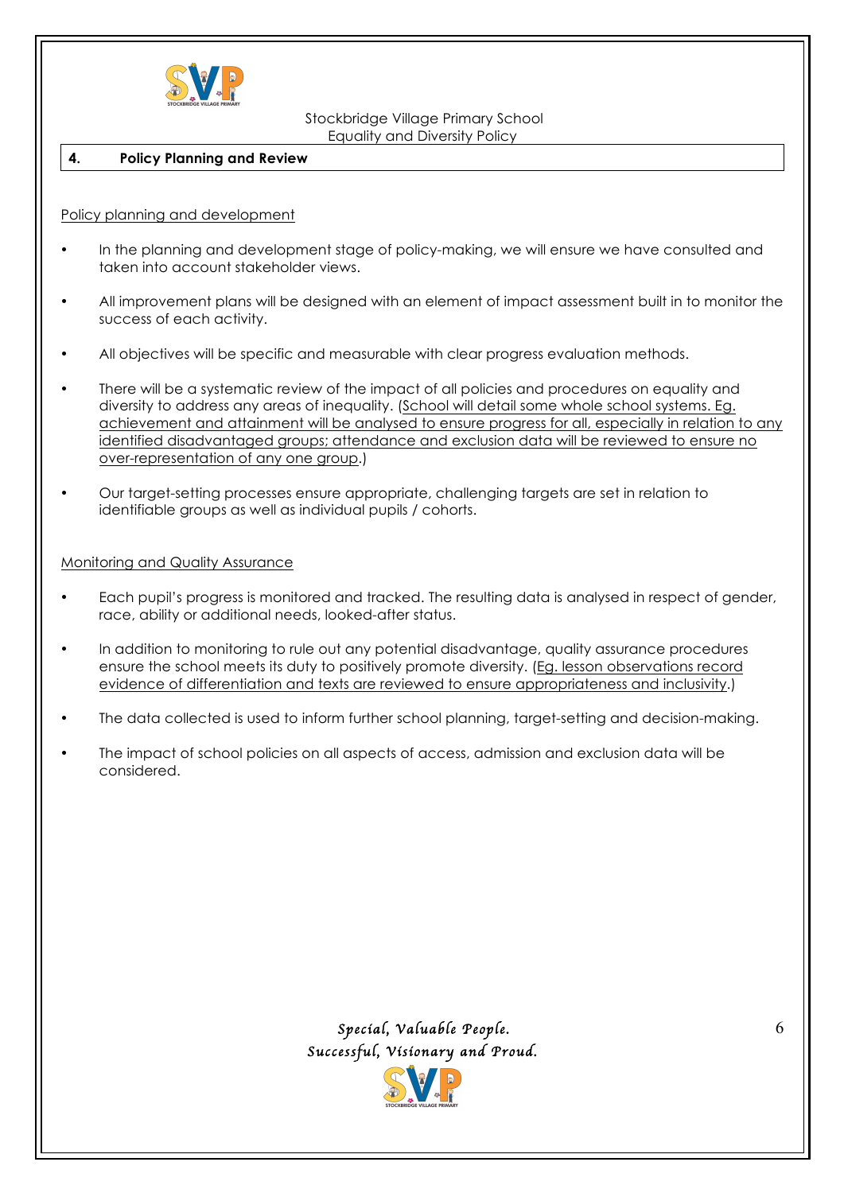## 4. Policy Planning and Review

Policy planning and development

- In the planning and development stage of policy-making, we will ensure we have consulted and taken into account stakeholder views.
- All improvement plans will be designed with an element of impact assessment built in to monitor the success of each activity.
- All objectives will be specific and measurable with clear progress evaluation methods.
- There will be a systematic review of the impact of all policies and procedures on equality and diversity to address any areas of inequality. (School will detail some whole school systems. Eg. achievement and attainment will be analysed to ensure progress for all, especially in relation to any identified disadvantaged groups; attendance and exclusion data will be reviewed to ensure no over-representation of any one group.)
- Our target-setting processes ensure appropriate, challenging targets are set in relation to identifiable groups as well as individual pupils / cohorts.

Monitoring and Quality Assurance

- Each pupil's progress is monitored and tracked. The resulting data is analysed in respect of gender, race, ability or additional needs, looked-after status.
- In addition to monitoring to rule out any potential disadvantage, quality assurance procedures ensure the school meets its duty to positively promote diversity. (Eg. lesson observations record evidence of differentiation and texts are reviewed to ensure appropriateness and inclusivity.)
- The data collected is used to inform further school planning, target-setting and decision-making.
- The impact of school policies on all aspects of access, admission and exclusion data will be considered.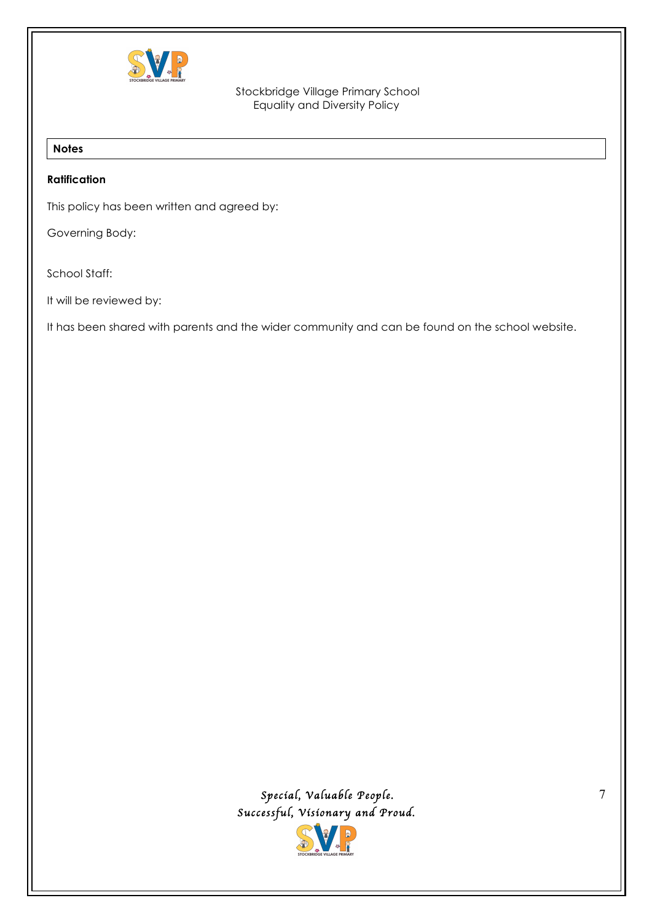**Notes**

**Ratification**

This policy has been written and agreed by:

Governing Body:

School Staff:

It will be reviewed by:

It has been shared with parents and the wider community and can be found on the school website.